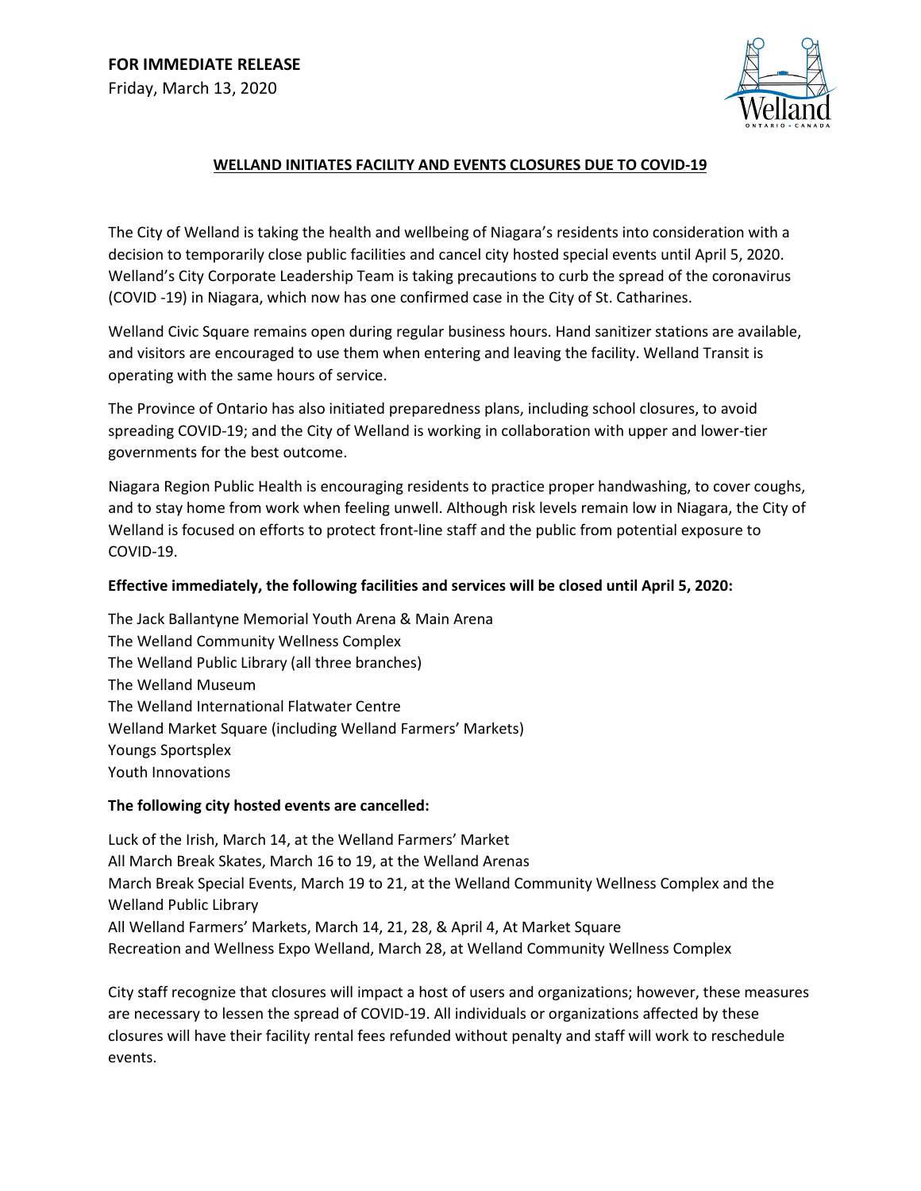**FOR IMMEDIATE RELEASE**

Friday, March 13, 2020

# WELLAND INITIATES FACILITY AND EVENTS CLOSURES DUE TO COVID-19

The City of Welland is taking the health and wellbeing of Niagara's residents into consideration with a decision to temporarily close public facilities and cancel city hosted special events until April 5, 2020. Welland's City Corporate Leadership Team is taking precautions to curb the spread of the coronavirus (COVID -19) in Niagara, which now has one confirmed case in the City of St. Catharines.

Welland Civic Square remains open during regular business hours. Hand sanitizer stations are available, and visitors are encouraged to use them when entering and leaving the facility. Welland Transit is operating with the same hours of service.

The Province of Ontario has also initiated preparedness plans, including school closures, to avoid spreading COVID-19; and the City of Welland is working in collaboration with upper and lower-tier governments for the best outcome.

Niagara Region Public Health is encouraging residents to practice proper handwashing, to cover coughs, and to stay home from work when feeling unwell. Although risk levels remain low in Niagara, the City of Welland is focused on efforts to protect front-line staff and the public from potential exposure to COVID-19.

**Effective immediately, the following facilities and services will be closed until April 5, 2020:**

The Jack Ballantyne Memorial Youth Arena & Main Arena
The Welland Community Wellness Complex
The Welland Public Library (all three branches)
The Welland Museum
The Welland International Flatwater Centre
Welland Market Square (including Welland Farmers' Markets)
Youngs Sportsplex
Youth Innovations

**The following city hosted events are cancelled:**

Luck of the Irish, March 14, at the Welland Farmers' Market
All March Break Skates, March 16 to 19, at the Welland Arenas
March Break Special Events, March 19 to 21, at the Welland Community Wellness Complex and the Welland Public Library
All Welland Farmers' Markets, March 14, 21, 28, & April 4, At Market Square
Recreation and Wellness Expo Welland, March 28, at Welland Community Wellness Complex

City staff recognize that closures will impact a host of users and organizations; however, these measures are necessary to lessen the spread of COVID-19. All individuals or organizations affected by these closures will have their facility rental fees refunded without penalty and staff will work to reschedule events.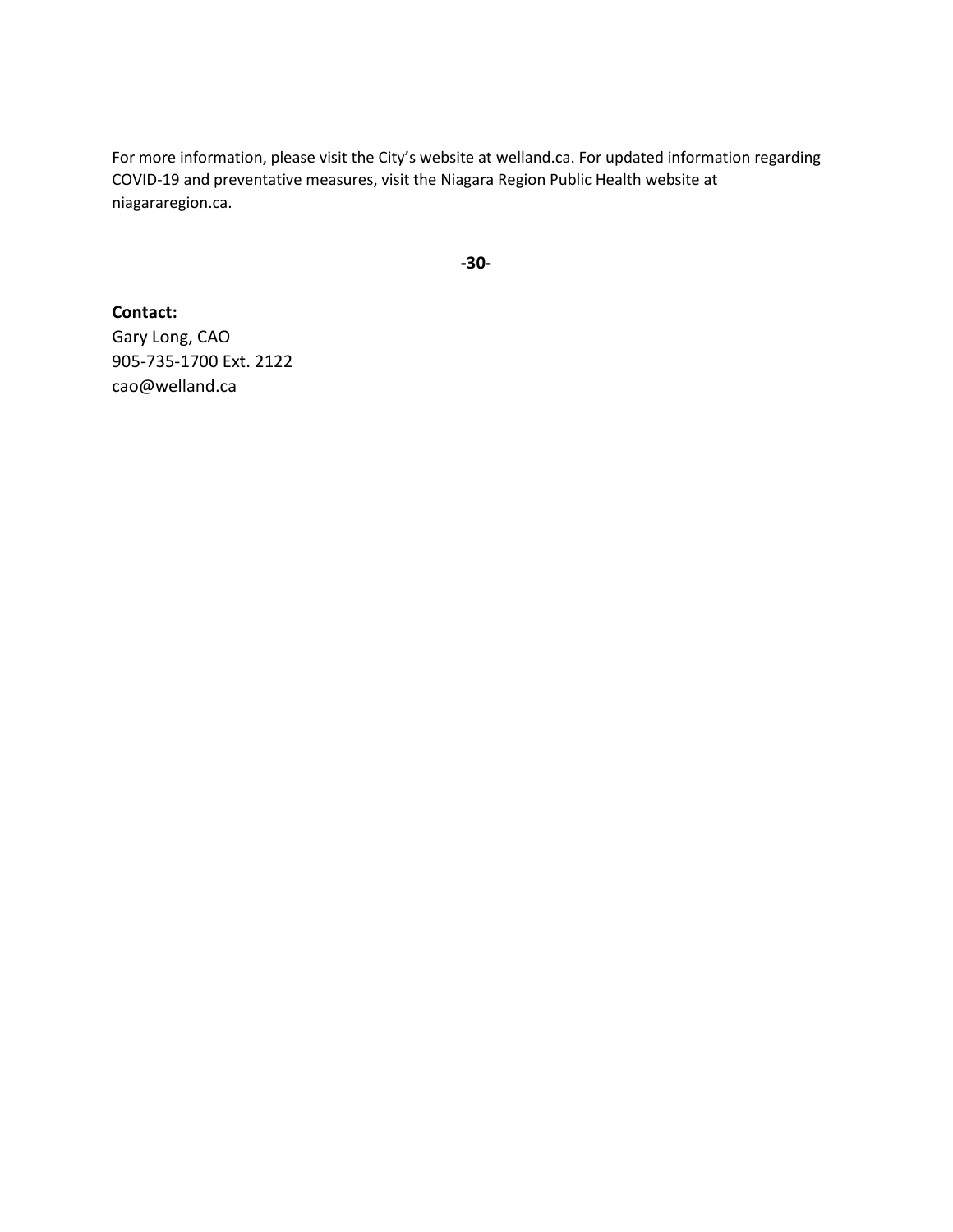For more information, please visit the City's website at welland.ca. For updated information regarding COVID-19 and preventative measures, visit the Niagara Region Public Health website at niagararegion.ca.

**-30-**

**Contact:**
Gary Long, CAO
905-735-1700 Ext. 2122
cao@welland.ca